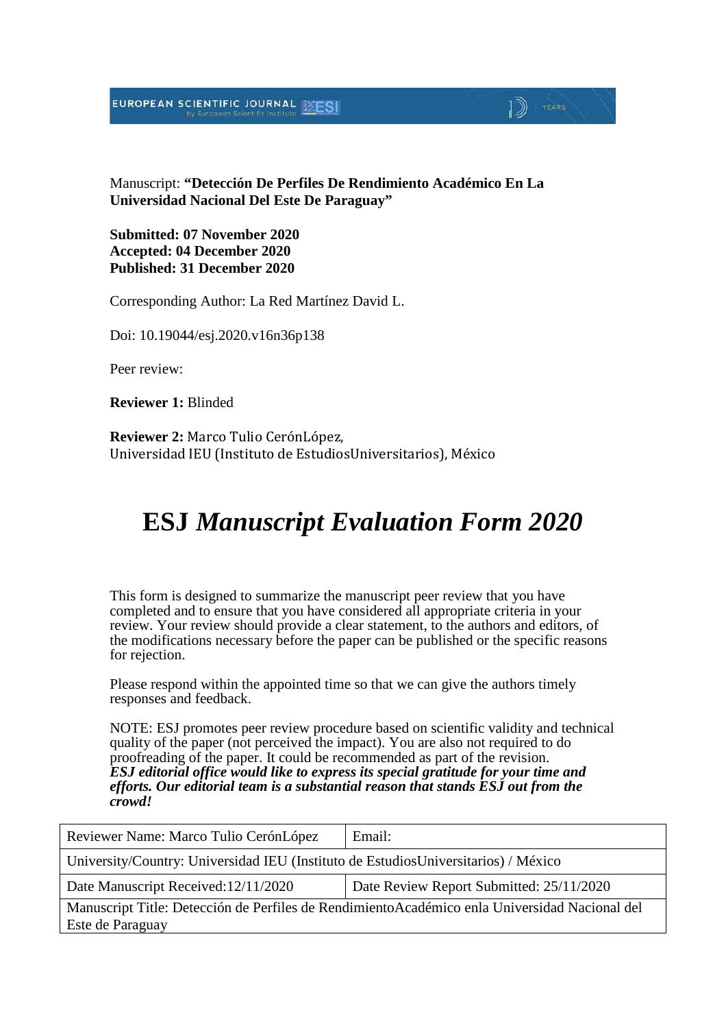Manuscript: **"Detección De Perfiles De Rendimiento Académico En La Universidad Nacional Del Este De Paraguay"**

**Submitted: 07 November 2020**
**Accepted: 04 December 2020**
**Published: 31 December 2020**

Corresponding Author: La Red Martínez David L.

Doi: 10.19044/esj.2020.v16n36p138

Peer review:

**Reviewer 1:** Blinded

**Reviewer 2:** Marco Tulio CerónLópez,
Universidad IEU (Instituto de EstudiosUniversitarios), México

# ESJ *Manuscript Evaluation Form 2020*

This form is designed to summarize the manuscript peer review that you have completed and to ensure that you have considered all appropriate criteria in your review. Your review should provide a clear statement, to the authors and editors, of the modifications necessary before the paper can be published or the specific reasons for rejection.

Please respond within the appointed time so that we can give the authors timely responses and feedback.

NOTE: ESJ promotes peer review procedure based on scientific validity and technical quality of the paper (not perceived the impact). You are also not required to do proofreading of the paper. It could be recommended as part of the revision.
***ESJ editorial office would like to express its special gratitude for your time and efforts. Our editorial team is a substantial reason that stands ESJ out from the crowd!***

| Reviewer Name: Marco Tulio CerónLópez | Email: |
|---|---|
| University/Country: Universidad IEU (Instituto de EstudiosUniversitarios) / México | |
| Date Manuscript Received:12/11/2020 | Date Review Report Submitted: 25/11/2020 |
| Manuscript Title: Detección de Perfiles de RendimientoAcadémico enla Universidad Nacional del Este de Paraguay | |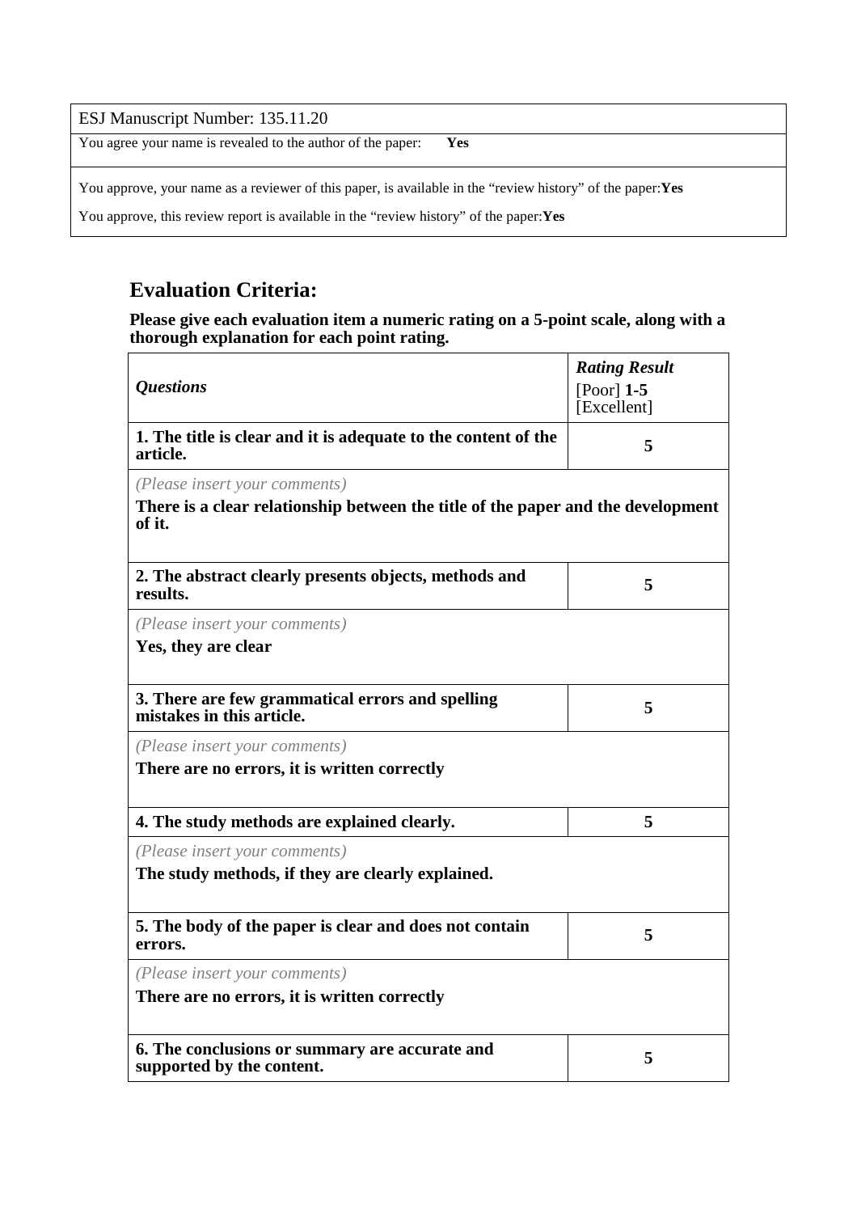| ESJ Manuscript Number: 135.11.20 |
|---|
| You agree your name is revealed to the author of the paper: **Yes** |
| You approve, your name as a reviewer of this paper, is available in the "review history" of the paper:**Yes**<br>You approve, this review report is available in the "review history" of the paper:**Yes** |

## Evaluation Criteria:

**Please give each evaluation item a numeric rating on a 5-point scale, along with a thorough explanation for each point rating.**

| *Questions* | ***Rating Result*** [Poor] **1-5** [Excellent] |
|---|---|
| **1. The title is clear and it is adequate to the content of the article.** | **5** |
| *(Please insert your comments)*<br>**There is a clear relationship between the title of the paper and the development of it.** | |
| **2. The abstract clearly presents objects, methods and results.** | **5** |
| *(Please insert your comments)*<br>**Yes, they are clear** | |
| **3. There are few grammatical errors and spelling mistakes in this article.** | **5** |
| *(Please insert your comments)*<br>**There are no errors, it is written correctly** | |
| **4. The study methods are explained clearly.** | **5** |
| *(Please insert your comments)*<br>**The study methods, if they are clearly explained.** | |
| **5. The body of the paper is clear and does not contain errors.** | **5** |
| *(Please insert your comments)*<br>**There are no errors, it is written correctly** | |
| **6. The conclusions or summary are accurate and supported by the content.** | **5** |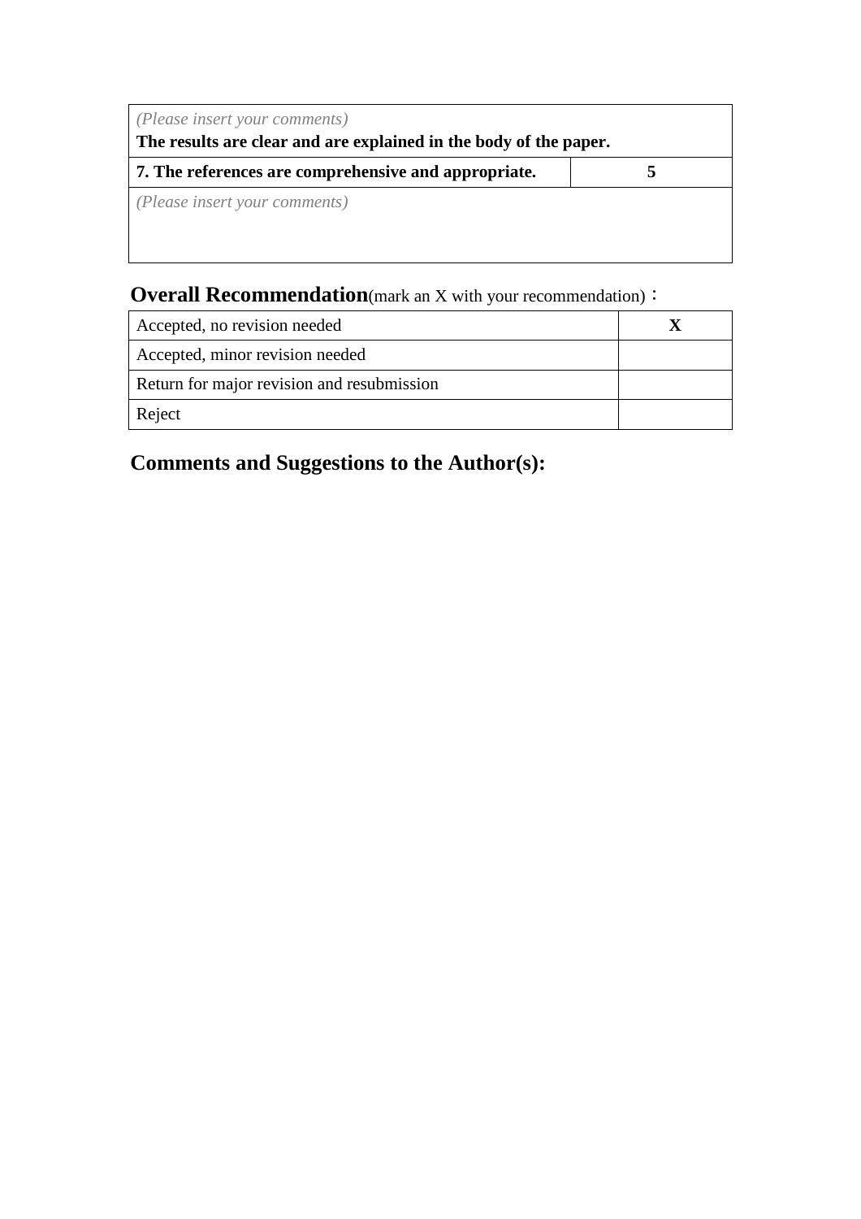| | |
|---|---|
| *(Please insert your comments)*<br>**The results are clear and are explained in the body of the paper.** | |
| **7. The references are comprehensive and appropriate.** | **5** |
| *(Please insert your comments)* | |

## **Overall Recommendation**(mark an X with your recommendation)：

| | |
|---|---|
| Accepted, no revision needed | **X** |
| Accepted, minor revision needed | |
| Return for major revision and resubmission | |
| Reject | |

## Comments and Suggestions to the Author(s):